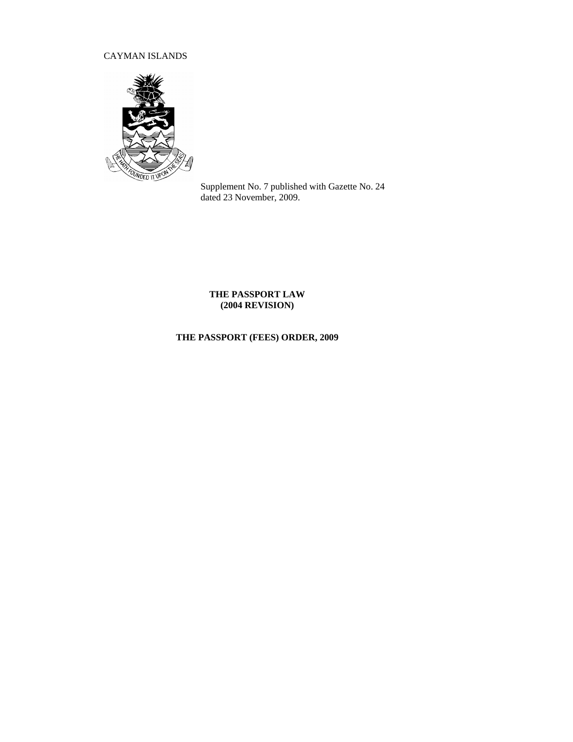CAYMAN ISLANDS

Supplement No. 7 published with Gazette No. 24 dated 23 November, 2009.

# THE PASSPORT LAW (2004 REVISION)

# THE PASSPORT (FEES) ORDER, 2009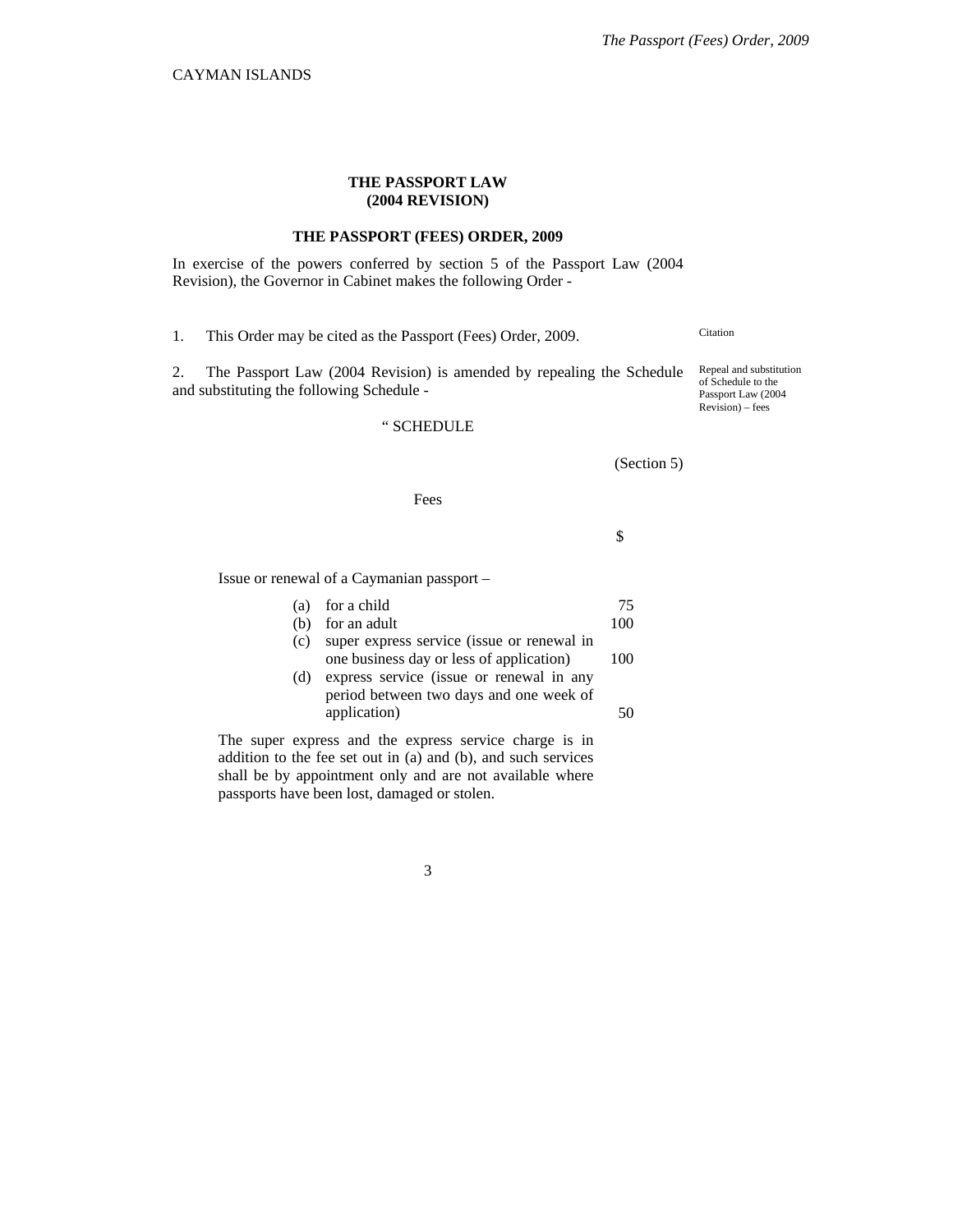CAYMAN ISLANDS

**THE PASSPORT LAW**
**(2004 REVISION)**

**THE PASSPORT (FEES) ORDER, 2009**

In exercise of the powers conferred by section 5 of the Passport Law (2004 Revision), the Governor in Cabinet makes the following Order -

Citation

1. This Order may be cited as the Passport (Fees) Order, 2009.

Repeal and substitution of Schedule to the Passport Law (2004 Revision) – fees

2. The Passport Law (2004 Revision) is amended by repealing the Schedule and substituting the following Schedule -

" SCHEDULE

(Section 5)

Fees

| | | $ |
|---|---|---|
| Issue or renewal of a Caymanian passport – | | |
| (a) | for a child | 75 |
| (b) | for an adult | 100 |
| (c) | super express service (issue or renewal in one business day or less of application) | 100 |
| (d) | express service (issue or renewal in any period between two days and one week of application) | 50 |

The super express and the express service charge is in addition to the fee set out in (a) and (b), and such services shall be by appointment only and are not available where passports have been lost, damaged or stolen.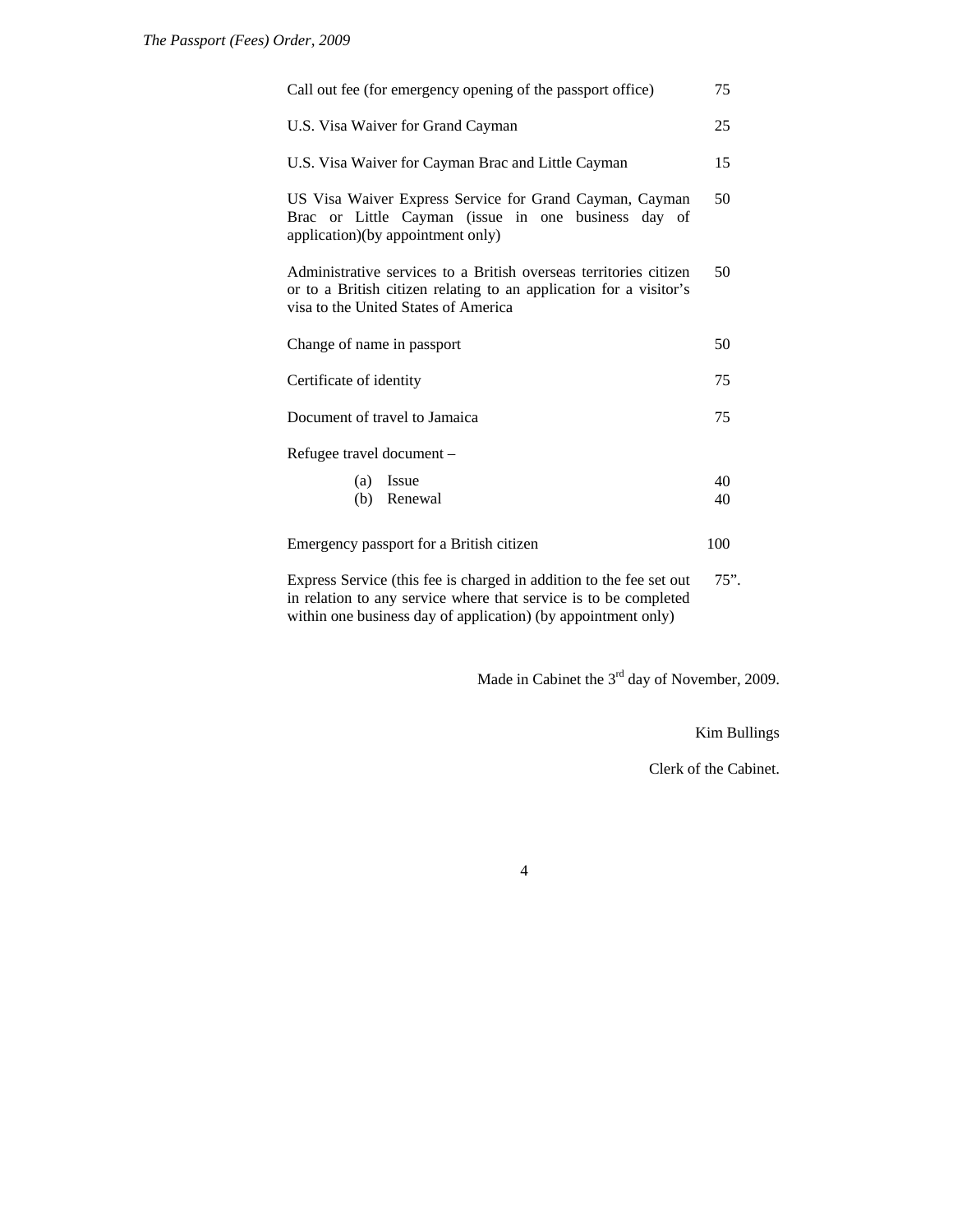| | |
|---|---|
| Call out fee (for emergency opening of the passport office) | 75 |
| U.S. Visa Waiver for Grand Cayman | 25 |
| U.S. Visa Waiver for Cayman Brac and Little Cayman | 15 |
| US Visa Waiver Express Service for Grand Cayman, Cayman Brac or Little Cayman (issue in one business day of application)(by appointment only) | 50 |
| Administrative services to a British overseas territories citizen or to a British citizen relating to an application for a visitor's visa to the United States of America | 50 |
| Change of name in passport | 50 |
| Certificate of identity | 75 |
| Document of travel to Jamaica | 75 |
| Refugee travel document – | |
| (a) Issue | 40 |
| (b) Renewal | 40 |
| Emergency passport for a British citizen | 100 |
| Express Service (this fee is charged in addition to the fee set out in relation to any service where that service is to be completed within one business day of application) (by appointment only) | 75". |

Made in Cabinet the 3rd day of November, 2009.

Kim Bullings

Clerk of the Cabinet.